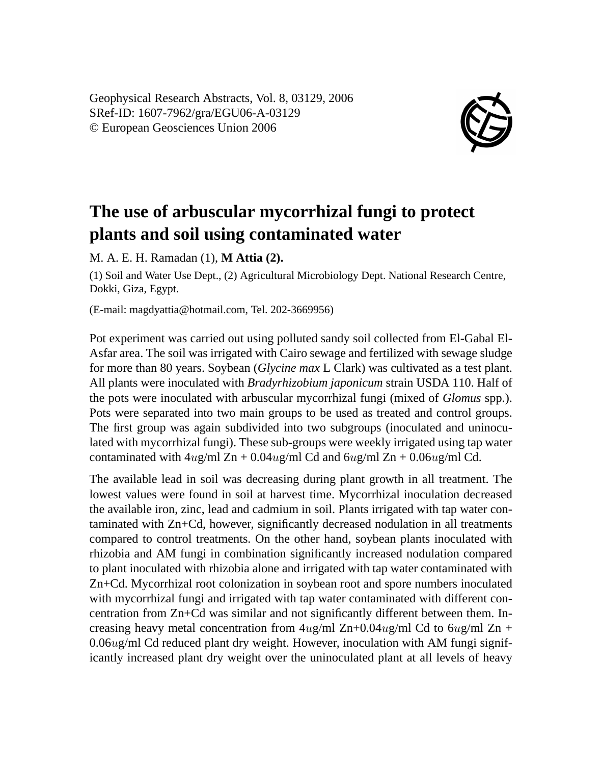Geophysical Research Abstracts, Vol. 8, 03129, 2006
SRef-ID: 1607-7962/gra/EGU06-A-03129
© European Geosciences Union 2006

# The use of arbuscular mycorrhizal fungi to protect plants and soil using contaminated water

M. A. E. H. Ramadan (1), **M Attia (2).**

(1) Soil and Water Use Dept., (2) Agricultural Microbiology Dept. National Research Centre, Dokki, Giza, Egypt.

(E-mail: magdyattia@hotmail.com, Tel. 202-3669956)

Pot experiment was carried out using polluted sandy soil collected from El-Gabal El-Asfar area. The soil was irrigated with Cairo sewage and fertilized with sewage sludge for more than 80 years. Soybean (*Glycine max* L Clark) was cultivated as a test plant. All plants were inoculated with *Bradyrhizobium japonicum* strain USDA 110. Half of the pots were inoculated with arbuscular mycorrhizal fungi (mixed of *Glomus* spp.). Pots were separated into two main groups to be used as treated and control groups. The first group was again subdivided into two subgroups (inoculated and uninoculated with mycorrhizal fungi). These sub-groups were weekly irrigated using tap water contaminated with $4u$g/ml Zn + $0.04u$g/ml Cd and $6u$g/ml Zn + $0.06u$g/ml Cd.

The available lead in soil was decreasing during plant growth in all treatment. The lowest values were found in soil at harvest time. Mycorrhizal inoculation decreased the available iron, zinc, lead and cadmium in soil. Plants irrigated with tap water contaminated with Zn+Cd, however, significantly decreased nodulation in all treatments compared to control treatments. On the other hand, soybean plants inoculated with rhizobia and AM fungi in combination significantly increased nodulation compared to plant inoculated with rhizobia alone and irrigated with tap water contaminated with Zn+Cd. Mycorrhizal root colonization in soybean root and spore numbers inoculated with mycorrhizal fungi and irrigated with tap water contaminated with different concentration from Zn+Cd was similar and not significantly different between them. Increasing heavy metal concentration from $4u$g/ml Zn+$0.04u$g/ml Cd to $6u$g/ml Zn + $0.06u$g/ml Cd reduced plant dry weight. However, inoculation with AM fungi significantly increased plant dry weight over the uninoculated plant at all levels of heavy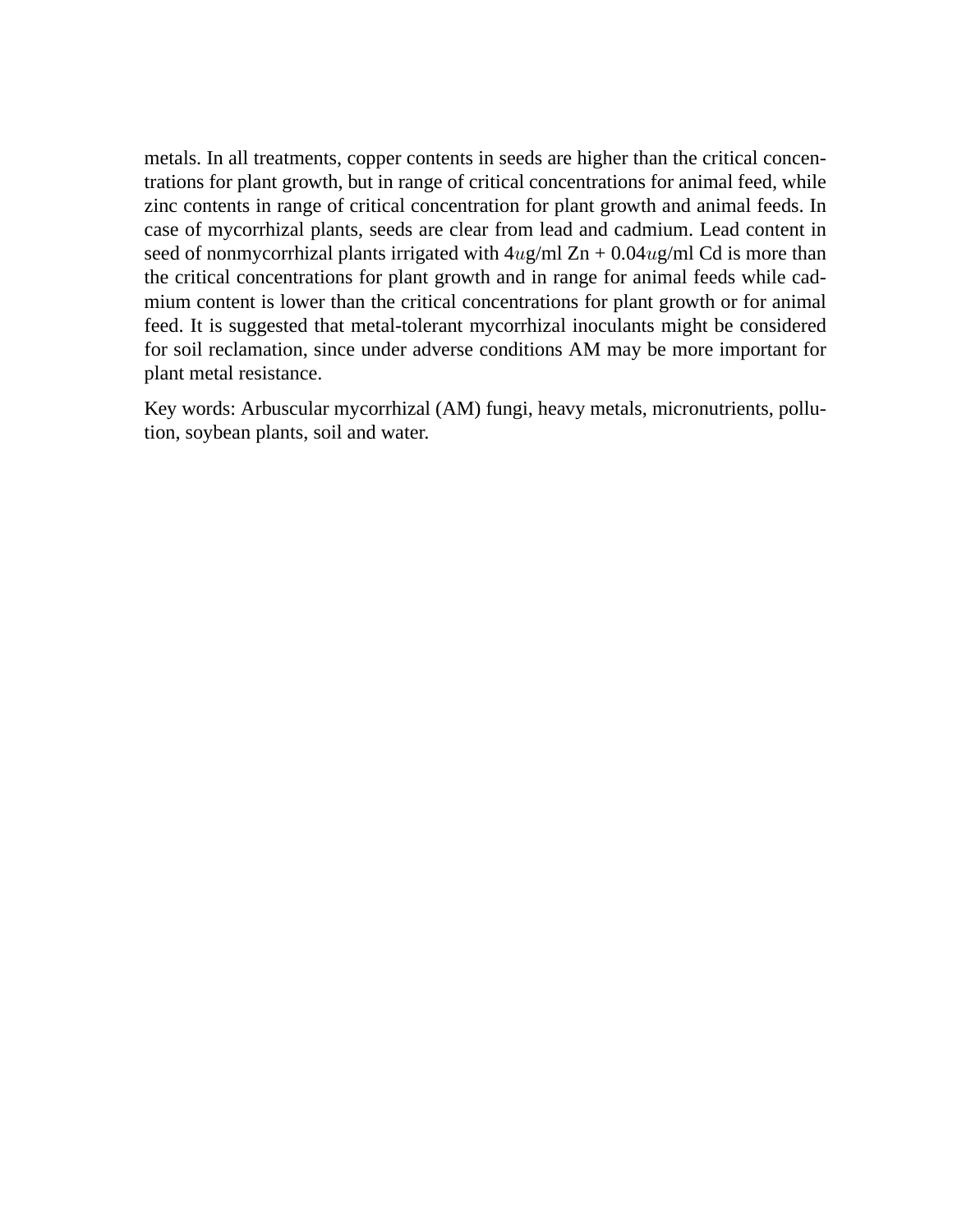metals. In all treatments, copper contents in seeds are higher than the critical concentrations for plant growth, but in range of critical concentrations for animal feed, while zinc contents in range of critical concentration for plant growth and animal feeds. In case of mycorrhizal plants, seeds are clear from lead and cadmium. Lead content in seed of nonmycorrhizal plants irrigated with $4u$g/ml Zn + $0.04u$g/ml Cd is more than the critical concentrations for plant growth and in range for animal feeds while cadmium content is lower than the critical concentrations for plant growth or for animal feed. It is suggested that metal-tolerant mycorrhizal inoculants might be considered for soil reclamation, since under adverse conditions AM may be more important for plant metal resistance.

Key words: Arbuscular mycorrhizal (AM) fungi, heavy metals, micronutrients, pollution, soybean plants, soil and water.